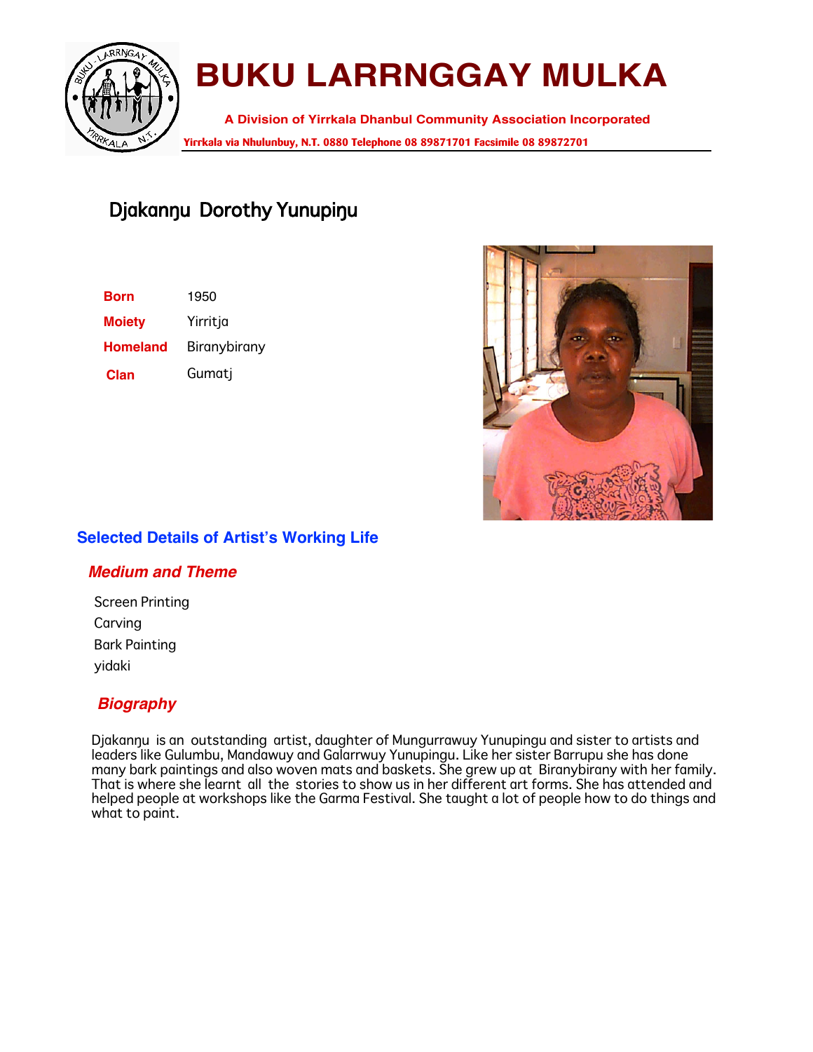# BUKU LARRNGGAY MULKA

**A Division of Yirrkala Dhanbul Community Association Incorporated**

**Yirrkala via Nhulunbuy, N.T. 0880 Telephone 08 89871701 Facsimile 08 89872701**

## Djakanŋu Dorothy Yunupiŋu

| | |
|---|---|
| **Born** | 1950 |
| **Moiety** | Yirritja |
| **Homeland** | Biranybirany |
| **Clan** | Gumatj |

## Selected Details of Artist's Working Life

### *Medium and Theme*

Screen Printing
Carving
Bark Painting
yidaki

### *Biography*

Djakanŋu is an outstanding artist, daughter of Mungurrawuy Yunupingu and sister to artists and leaders like Gulumbu, Mandawuy and Galarrwuy Yunupingu. Like her sister Barrupu she has done many bark paintings and also woven mats and baskets. She grew up at Biranybirany with her family. That is where she learnt all the stories to show us in her different art forms. She has attended and helped people at workshops like the Garma Festival. She taught a lot of people how to do things and what to paint.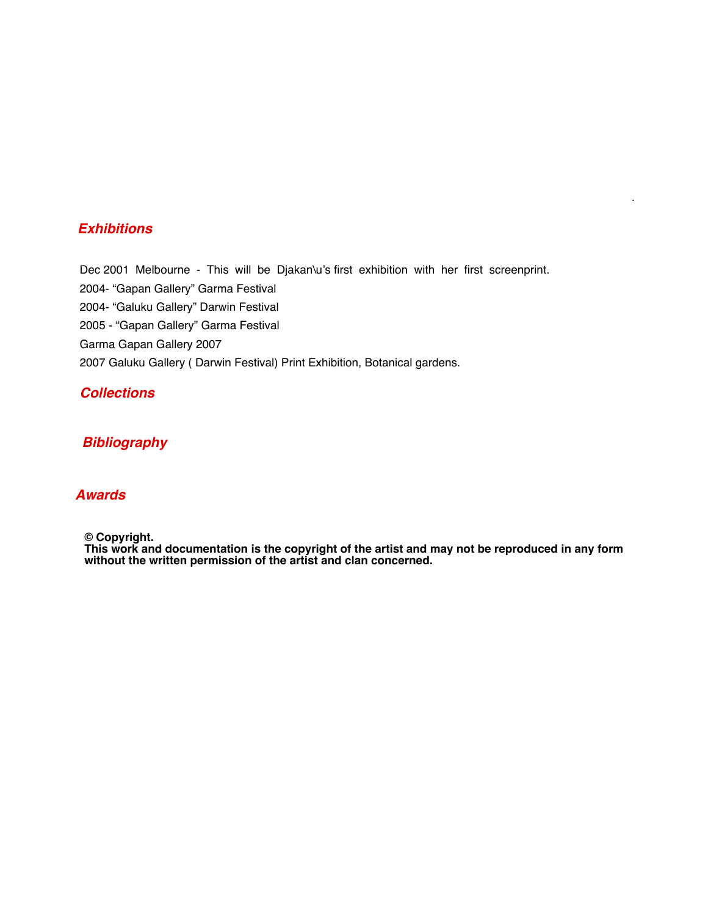## *Exhibitions*

Dec 2001 Melbourne - This will be Djakan\u's first exhibition with her first screenprint.
2004- "Gapan Gallery" Garma Festival
2004- "Galuku Gallery" Darwin Festival
2005 - "Gapan Gallery" Garma Festival
Garma Gapan Gallery 2007
2007 Galuku Gallery ( Darwin Festival) Print Exhibition, Botanical gardens.

## *Collections*

## *Bibliography*

## *Awards*

**© Copyright.**
**This work and documentation is the copyright of the artist and may not be reproduced in any form without the written permission of the artist and clan concerned.**